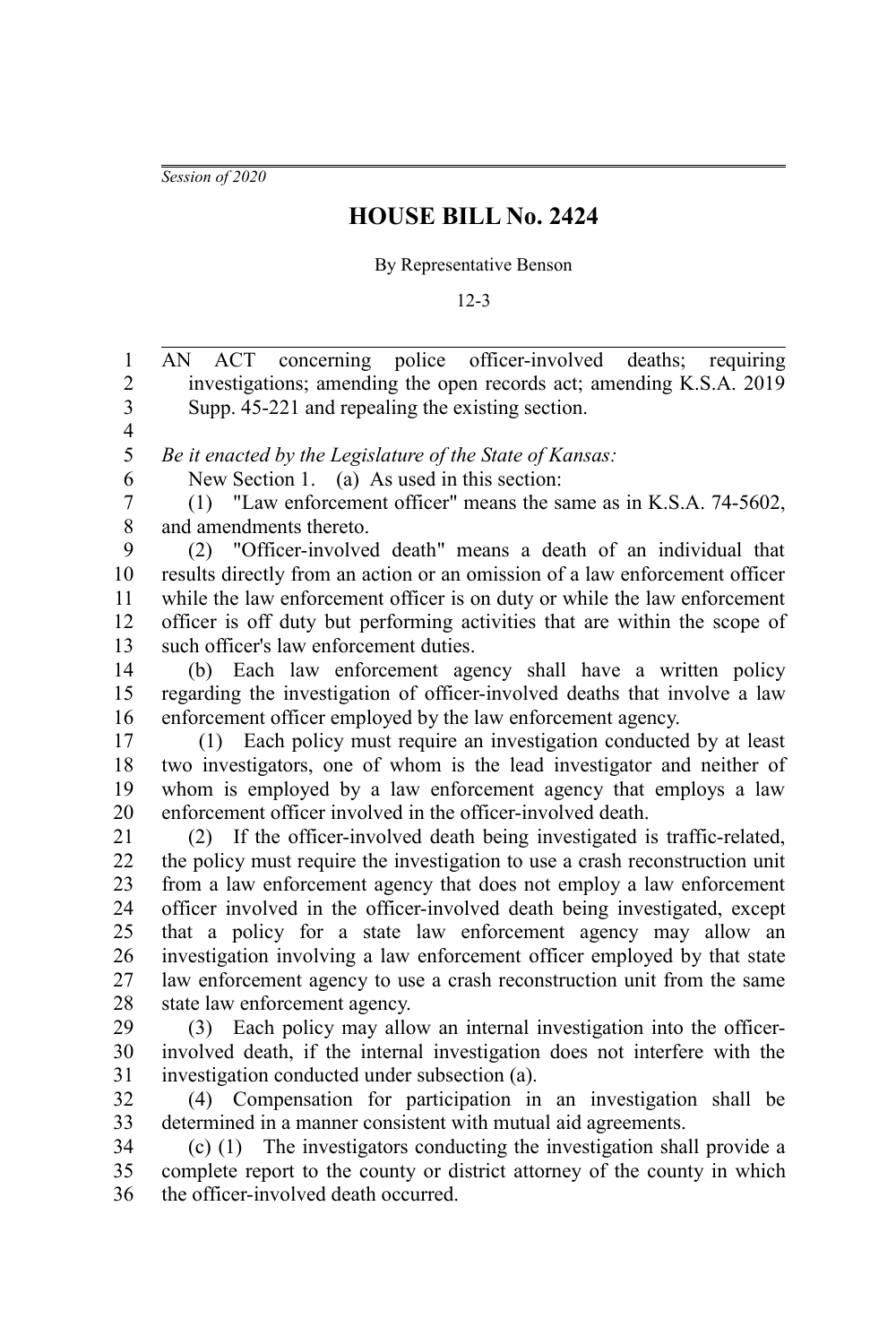*Session of 2020*

# HOUSE BILL No. 2424

By Representative Benson

12-3

AN ACT concerning police officer-involved deaths; requiring investigations; amending the open records act; amending K.S.A. 2019 Supp. 45-221 and repealing the existing section.

*Be it enacted by the Legislature of the State of Kansas:*

New Section 1. (a) As used in this section:

(1) "Law enforcement officer" means the same as in K.S.A. 74-5602, and amendments thereto.

(2) "Officer-involved death" means a death of an individual that results directly from an action or an omission of a law enforcement officer while the law enforcement officer is on duty or while the law enforcement officer is off duty but performing activities that are within the scope of such officer's law enforcement duties.

(b) Each law enforcement agency shall have a written policy regarding the investigation of officer-involved deaths that involve a law enforcement officer employed by the law enforcement agency.

(1) Each policy must require an investigation conducted by at least two investigators, one of whom is the lead investigator and neither of whom is employed by a law enforcement agency that employs a law enforcement officer involved in the officer-involved death.

(2) If the officer-involved death being investigated is traffic-related, the policy must require the investigation to use a crash reconstruction unit from a law enforcement agency that does not employ a law enforcement officer involved in the officer-involved death being investigated, except that a policy for a state law enforcement agency may allow an investigation involving a law enforcement officer employed by that state law enforcement agency to use a crash reconstruction unit from the same state law enforcement agency.

(3) Each policy may allow an internal investigation into the officer-involved death, if the internal investigation does not interfere with the investigation conducted under subsection (a).

(4) Compensation for participation in an investigation shall be determined in a manner consistent with mutual aid agreements.

(c) (1) The investigators conducting the investigation shall provide a complete report to the county or district attorney of the county in which the officer-involved death occurred.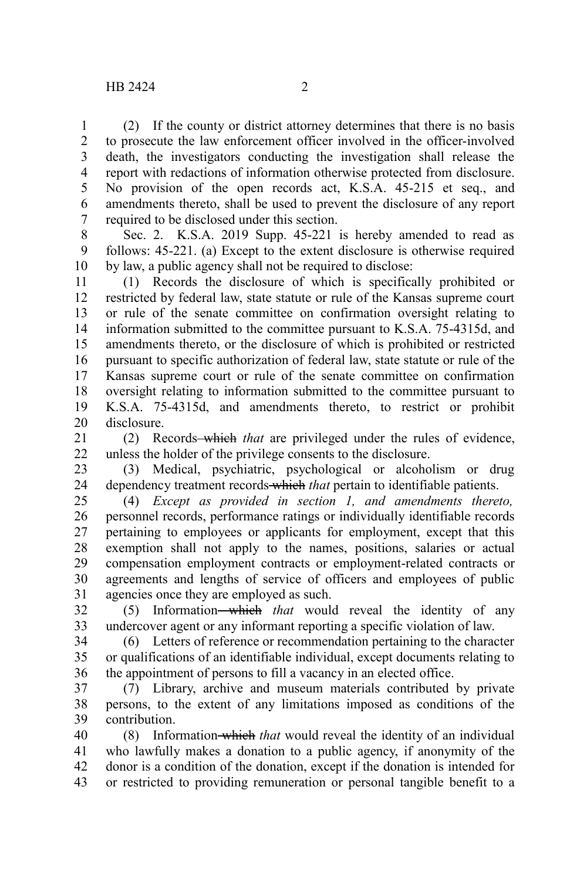(2) If the county or district attorney determines that there is no basis to prosecute the law enforcement officer involved in the officer-involved death, the investigators conducting the investigation shall release the report with redactions of information otherwise protected from disclosure. No provision of the open records act, K.S.A. 45-215 et seq., and amendments thereto, shall be used to prevent the disclosure of any report required to be disclosed under this section.

Sec. 2. K.S.A. 2019 Supp. 45-221 is hereby amended to read as follows: 45-221. (a) Except to the extent disclosure is otherwise required by law, a public agency shall not be required to disclose:

(1) Records the disclosure of which is specifically prohibited or restricted by federal law, state statute or rule of the Kansas supreme court or rule of the senate committee on confirmation oversight relating to information submitted to the committee pursuant to K.S.A. 75-4315d, and amendments thereto, or the disclosure of which is prohibited or restricted pursuant to specific authorization of federal law, state statute or rule of the Kansas supreme court or rule of the senate committee on confirmation oversight relating to information submitted to the committee pursuant to K.S.A. 75-4315d, and amendments thereto, to restrict or prohibit disclosure.

(2) Records ~~which~~ *that* are privileged under the rules of evidence, unless the holder of the privilege consents to the disclosure.

(3) Medical, psychiatric, psychological or alcoholism or drug dependency treatment records ~~which~~ *that* pertain to identifiable patients.

(4) *Except as provided in section 1, and amendments thereto,* personnel records, performance ratings or individually identifiable records pertaining to employees or applicants for employment, except that this exemption shall not apply to the names, positions, salaries or actual compensation employment contracts or employment-related contracts or agreements and lengths of service of officers and employees of public agencies once they are employed as such.

(5) Information ~~which~~ *that* would reveal the identity of any undercover agent or any informant reporting a specific violation of law.

(6) Letters of reference or recommendation pertaining to the character or qualifications of an identifiable individual, except documents relating to the appointment of persons to fill a vacancy in an elected office.

(7) Library, archive and museum materials contributed by private persons, to the extent of any limitations imposed as conditions of the contribution.

(8) Information ~~which~~ *that* would reveal the identity of an individual who lawfully makes a donation to a public agency, if anonymity of the donor is a condition of the donation, except if the donation is intended for or restricted to providing remuneration or personal tangible benefit to a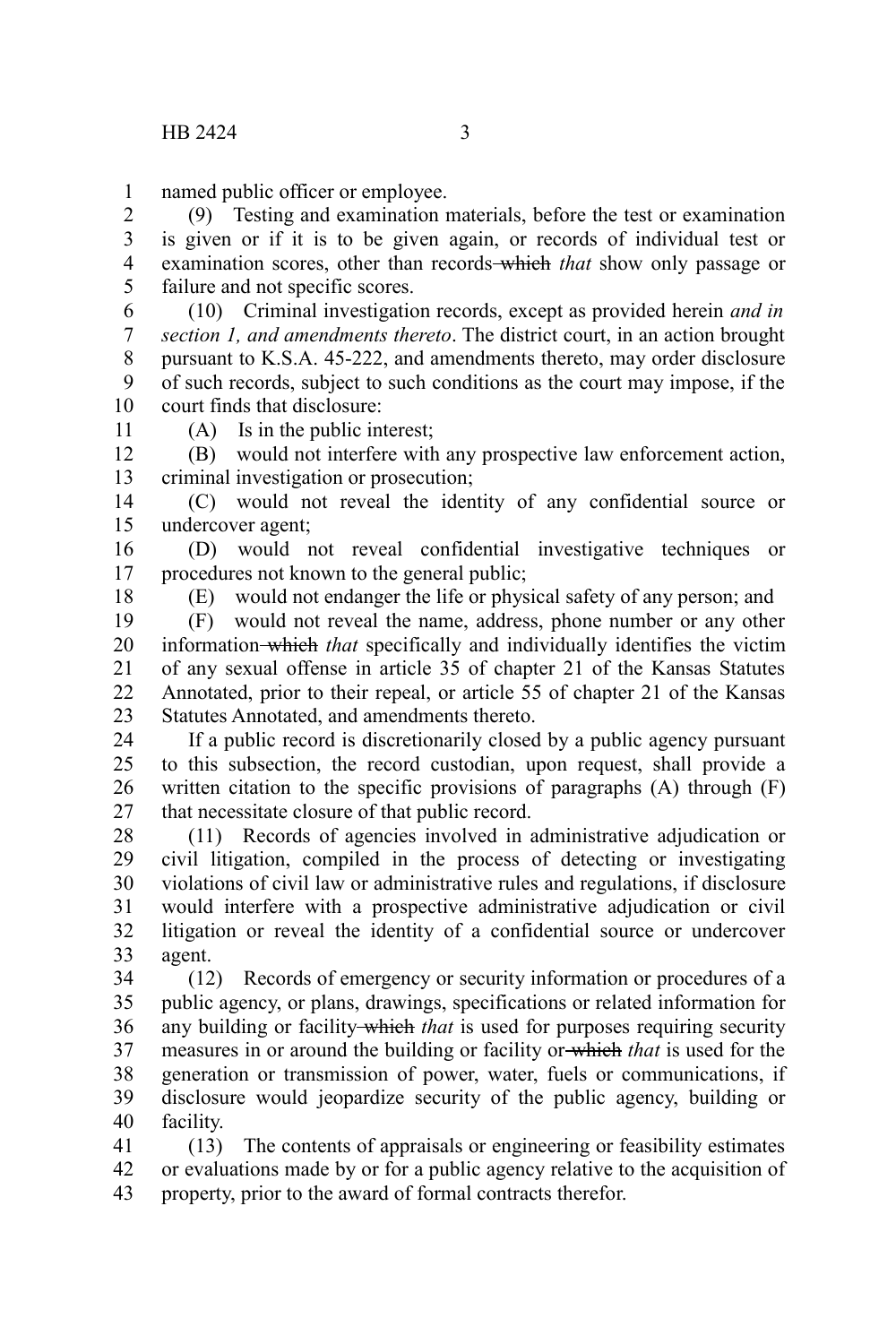named public officer or employee.

(9) Testing and examination materials, before the test or examination is given or if it is to be given again, or records of individual test or examination scores, other than records ~~which~~ *that* show only passage or failure and not specific scores.

(10) Criminal investigation records, except as provided herein *and in section 1, and amendments thereto*. The district court, in an action brought pursuant to K.S.A. 45-222, and amendments thereto, may order disclosure of such records, subject to such conditions as the court may impose, if the court finds that disclosure:

(A) Is in the public interest;

(B) would not interfere with any prospective law enforcement action, criminal investigation or prosecution;

(C) would not reveal the identity of any confidential source or undercover agent;

(D) would not reveal confidential investigative techniques or procedures not known to the general public;

(E) would not endanger the life or physical safety of any person; and

(F) would not reveal the name, address, phone number or any other information ~~which~~ *that* specifically and individually identifies the victim of any sexual offense in article 35 of chapter 21 of the Kansas Statutes Annotated, prior to their repeal, or article 55 of chapter 21 of the Kansas Statutes Annotated, and amendments thereto.

If a public record is discretionarily closed by a public agency pursuant to this subsection, the record custodian, upon request, shall provide a written citation to the specific provisions of paragraphs (A) through (F) that necessitate closure of that public record.

(11) Records of agencies involved in administrative adjudication or civil litigation, compiled in the process of detecting or investigating violations of civil law or administrative rules and regulations, if disclosure would interfere with a prospective administrative adjudication or civil litigation or reveal the identity of a confidential source or undercover agent.

(12) Records of emergency or security information or procedures of a public agency, or plans, drawings, specifications or related information for any building or facility ~~which~~ *that* is used for purposes requiring security measures in or around the building or facility or ~~which~~ *that* is used for the generation or transmission of power, water, fuels or communications, if disclosure would jeopardize security of the public agency, building or facility.

(13) The contents of appraisals or engineering or feasibility estimates or evaluations made by or for a public agency relative to the acquisition of property, prior to the award of formal contracts therefor.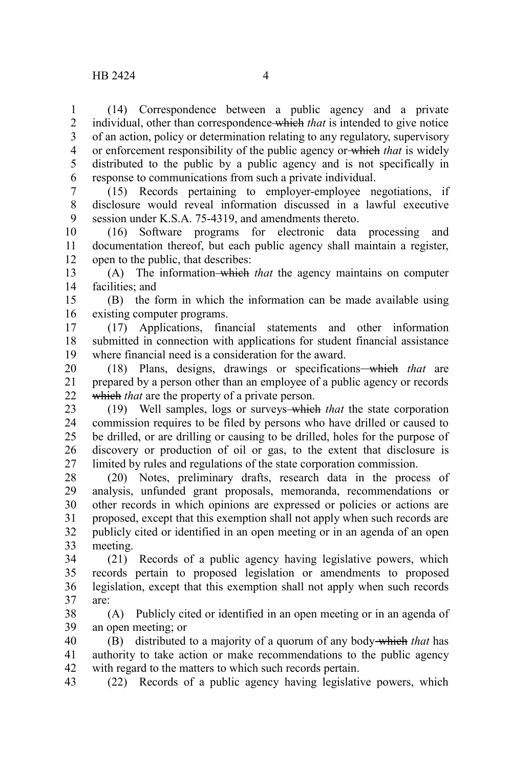(14) Correspondence between a public agency and a private individual, other than correspondence ~~which~~ *that* is intended to give notice of an action, policy or determination relating to any regulatory, supervisory or enforcement responsibility of the public agency or ~~which~~ *that* is widely distributed to the public by a public agency and is not specifically in response to communications from such a private individual.

(15) Records pertaining to employer-employee negotiations, if disclosure would reveal information discussed in a lawful executive session under K.S.A. 75-4319, and amendments thereto.

(16) Software programs for electronic data processing and documentation thereof, but each public agency shall maintain a register, open to the public, that describes:

(A) The information ~~which~~ *that* the agency maintains on computer facilities; and

(B) the form in which the information can be made available using existing computer programs.

(17) Applications, financial statements and other information submitted in connection with applications for student financial assistance where financial need is a consideration for the award.

(18) Plans, designs, drawings or specifications ~~which~~ *that* are prepared by a person other than an employee of a public agency or records ~~which~~ *that* are the property of a private person.

(19) Well samples, logs or surveys ~~which~~ *that* the state corporation commission requires to be filed by persons who have drilled or caused to be drilled, or are drilling or causing to be drilled, holes for the purpose of discovery or production of oil or gas, to the extent that disclosure is limited by rules and regulations of the state corporation commission.

(20) Notes, preliminary drafts, research data in the process of analysis, unfunded grant proposals, memoranda, recommendations or other records in which opinions are expressed or policies or actions are proposed, except that this exemption shall not apply when such records are publicly cited or identified in an open meeting or in an agenda of an open meeting.

(21) Records of a public agency having legislative powers, which records pertain to proposed legislation or amendments to proposed legislation, except that this exemption shall not apply when such records are:

(A) Publicly cited or identified in an open meeting or in an agenda of an open meeting; or

(B) distributed to a majority of a quorum of any body ~~which~~ *that* has authority to take action or make recommendations to the public agency with regard to the matters to which such records pertain.

(22) Records of a public agency having legislative powers, which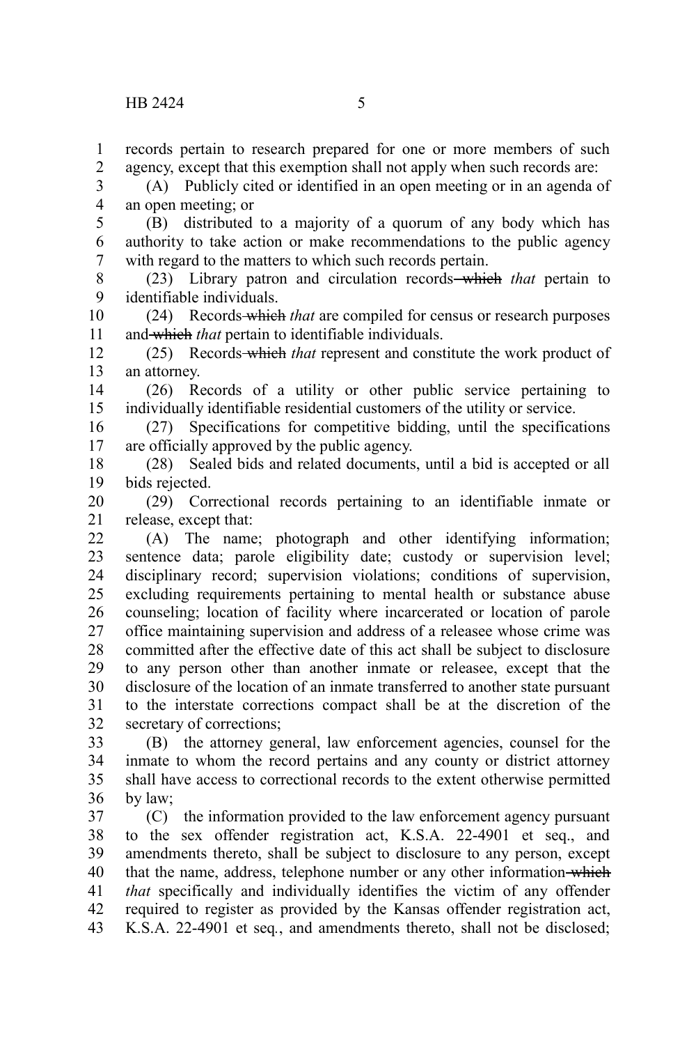records pertain to research prepared for one or more members of such agency, except that this exemption shall not apply when such records are:

(A) Publicly cited or identified in an open meeting or in an agenda of an open meeting; or

(B) distributed to a majority of a quorum of any body which has authority to take action or make recommendations to the public agency with regard to the matters to which such records pertain.

(23) Library patron and circulation records ~~which~~ *that* pertain to identifiable individuals.

(24) Records ~~which~~ *that* are compiled for census or research purposes and ~~which~~ *that* pertain to identifiable individuals.

(25) Records ~~which~~ *that* represent and constitute the work product of an attorney.

(26) Records of a utility or other public service pertaining to individually identifiable residential customers of the utility or service.

(27) Specifications for competitive bidding, until the specifications are officially approved by the public agency.

(28) Sealed bids and related documents, until a bid is accepted or all bids rejected.

(29) Correctional records pertaining to an identifiable inmate or release, except that:

(A) The name; photograph and other identifying information; sentence data; parole eligibility date; custody or supervision level; disciplinary record; supervision violations; conditions of supervision, excluding requirements pertaining to mental health or substance abuse counseling; location of facility where incarcerated or location of parole office maintaining supervision and address of a releasee whose crime was committed after the effective date of this act shall be subject to disclosure to any person other than another inmate or releasee, except that the disclosure of the location of an inmate transferred to another state pursuant to the interstate corrections compact shall be at the discretion of the secretary of corrections;

(B) the attorney general, law enforcement agencies, counsel for the inmate to whom the record pertains and any county or district attorney shall have access to correctional records to the extent otherwise permitted by law;

(C) the information provided to the law enforcement agency pursuant to the sex offender registration act, K.S.A. 22-4901 et seq., and amendments thereto, shall be subject to disclosure to any person, except that the name, address, telephone number or any other information ~~which~~ *that* specifically and individually identifies the victim of any offender required to register as provided by the Kansas offender registration act, K.S.A. 22-4901 et seq., and amendments thereto, shall not be disclosed;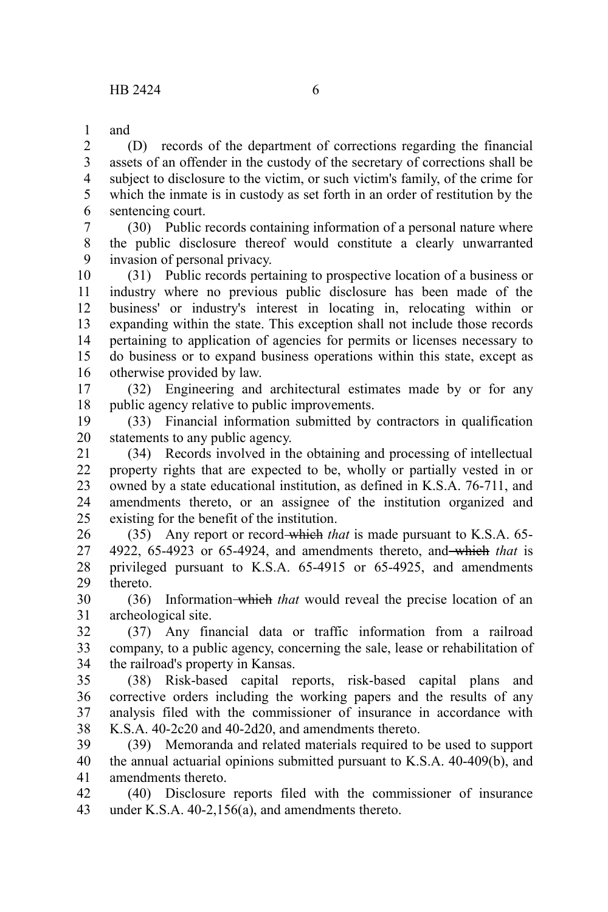and

(D) records of the department of corrections regarding the financial assets of an offender in the custody of the secretary of corrections shall be subject to disclosure to the victim, or such victim's family, of the crime for which the inmate is in custody as set forth in an order of restitution by the sentencing court.

(30) Public records containing information of a personal nature where the public disclosure thereof would constitute a clearly unwarranted invasion of personal privacy.

(31) Public records pertaining to prospective location of a business or industry where no previous public disclosure has been made of the business' or industry's interest in locating in, relocating within or expanding within the state. This exception shall not include those records pertaining to application of agencies for permits or licenses necessary to do business or to expand business operations within this state, except as otherwise provided by law.

(32) Engineering and architectural estimates made by or for any public agency relative to public improvements.

(33) Financial information submitted by contractors in qualification statements to any public agency.

(34) Records involved in the obtaining and processing of intellectual property rights that are expected to be, wholly or partially vested in or owned by a state educational institution, as defined in K.S.A. 76-711, and amendments thereto, or an assignee of the institution organized and existing for the benefit of the institution.

(35) Any report or record ~~which~~ *that* is made pursuant to K.S.A. 65-4922, 65-4923 or 65-4924, and amendments thereto, and ~~which~~ *that* is privileged pursuant to K.S.A. 65-4915 or 65-4925, and amendments thereto.

(36) Information ~~which~~ *that* would reveal the precise location of an archeological site.

(37) Any financial data or traffic information from a railroad company, to a public agency, concerning the sale, lease or rehabilitation of the railroad's property in Kansas.

(38) Risk-based capital reports, risk-based capital plans and corrective orders including the working papers and the results of any analysis filed with the commissioner of insurance in accordance with K.S.A. 40-2c20 and 40-2d20, and amendments thereto.

(39) Memoranda and related materials required to be used to support the annual actuarial opinions submitted pursuant to K.S.A. 40-409(b), and amendments thereto.

(40) Disclosure reports filed with the commissioner of insurance under K.S.A. 40-2,156(a), and amendments thereto.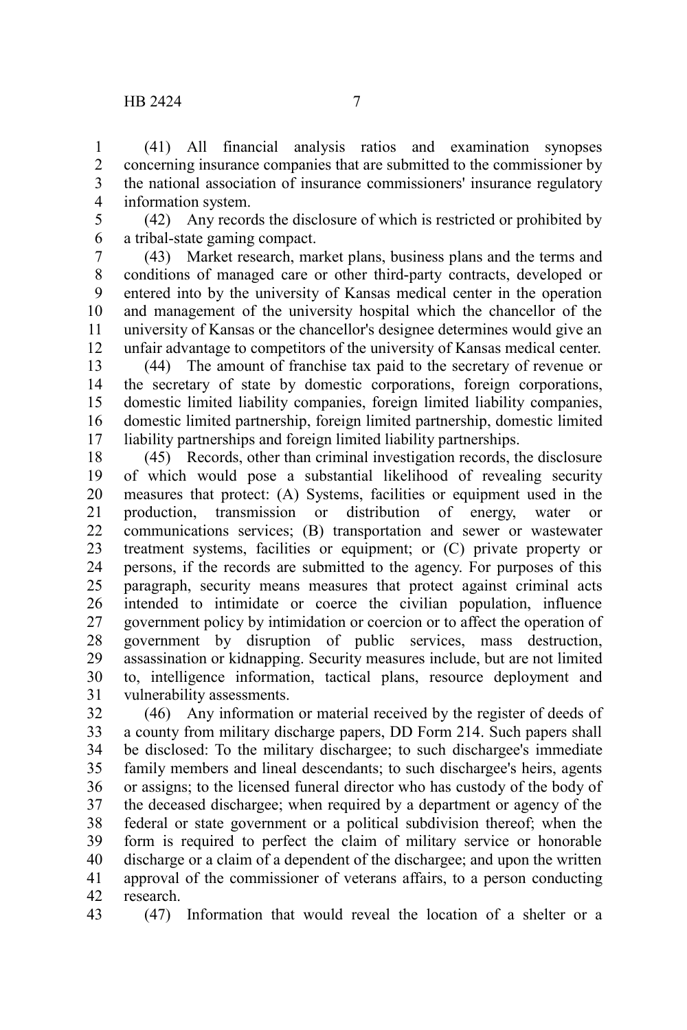(41) All financial analysis ratios and examination synopses concerning insurance companies that are submitted to the commissioner by the national association of insurance commissioners' insurance regulatory information system.

(42) Any records the disclosure of which is restricted or prohibited by a tribal-state gaming compact.

(43) Market research, market plans, business plans and the terms and conditions of managed care or other third-party contracts, developed or entered into by the university of Kansas medical center in the operation and management of the university hospital which the chancellor of the university of Kansas or the chancellor's designee determines would give an unfair advantage to competitors of the university of Kansas medical center.

(44) The amount of franchise tax paid to the secretary of revenue or the secretary of state by domestic corporations, foreign corporations, domestic limited liability companies, foreign limited liability companies, domestic limited partnership, foreign limited partnership, domestic limited liability partnerships and foreign limited liability partnerships.

(45) Records, other than criminal investigation records, the disclosure of which would pose a substantial likelihood of revealing security measures that protect: (A) Systems, facilities or equipment used in the production, transmission or distribution of energy, water or communications services; (B) transportation and sewer or wastewater treatment systems, facilities or equipment; or (C) private property or persons, if the records are submitted to the agency. For purposes of this paragraph, security means measures that protect against criminal acts intended to intimidate or coerce the civilian population, influence government policy by intimidation or coercion or to affect the operation of government by disruption of public services, mass destruction, assassination or kidnapping. Security measures include, but are not limited to, intelligence information, tactical plans, resource deployment and vulnerability assessments.

(46) Any information or material received by the register of deeds of a county from military discharge papers, DD Form 214. Such papers shall be disclosed: To the military dischargee; to such dischargee's immediate family members and lineal descendants; to such dischargee's heirs, agents or assigns; to the licensed funeral director who has custody of the body of the deceased dischargee; when required by a department or agency of the federal or state government or a political subdivision thereof; when the form is required to perfect the claim of military service or honorable discharge or a claim of a dependent of the dischargee; and upon the written approval of the commissioner of veterans affairs, to a person conducting research.

(47) Information that would reveal the location of a shelter or a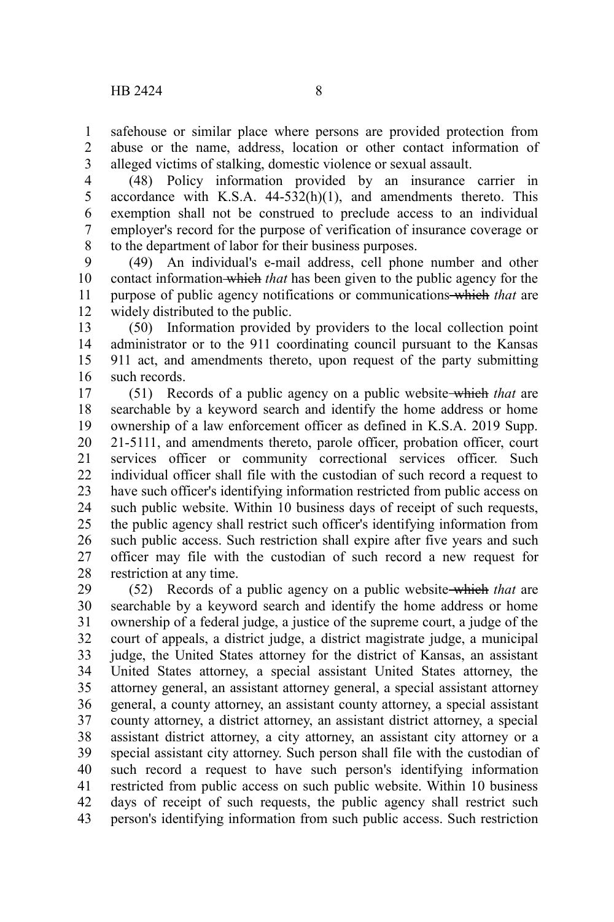safehouse or similar place where persons are provided protection from abuse or the name, address, location or other contact information of alleged victims of stalking, domestic violence or sexual assault.

(48) Policy information provided by an insurance carrier in accordance with K.S.A. 44-532(h)(1), and amendments thereto. This exemption shall not be construed to preclude access to an individual employer's record for the purpose of verification of insurance coverage or to the department of labor for their business purposes.

(49) An individual's e-mail address, cell phone number and other contact information ~~which~~ *that* has been given to the public agency for the purpose of public agency notifications or communications ~~which~~ *that* are widely distributed to the public.

(50) Information provided by providers to the local collection point administrator or to the 911 coordinating council pursuant to the Kansas 911 act, and amendments thereto, upon request of the party submitting such records.

(51) Records of a public agency on a public website ~~which~~ *that* are searchable by a keyword search and identify the home address or home ownership of a law enforcement officer as defined in K.S.A. 2019 Supp. 21-5111, and amendments thereto, parole officer, probation officer, court services officer or community correctional services officer. Such individual officer shall file with the custodian of such record a request to have such officer's identifying information restricted from public access on such public website. Within 10 business days of receipt of such requests, the public agency shall restrict such officer's identifying information from such public access. Such restriction shall expire after five years and such officer may file with the custodian of such record a new request for restriction at any time.

(52) Records of a public agency on a public website ~~which~~ *that* are searchable by a keyword search and identify the home address or home ownership of a federal judge, a justice of the supreme court, a judge of the court of appeals, a district judge, a district magistrate judge, a municipal judge, the United States attorney for the district of Kansas, an assistant United States attorney, a special assistant United States attorney, the attorney general, an assistant attorney general, a special assistant attorney general, a county attorney, an assistant county attorney, a special assistant county attorney, a district attorney, an assistant district attorney, a special assistant district attorney, a city attorney, an assistant city attorney or a special assistant city attorney. Such person shall file with the custodian of such record a request to have such person's identifying information restricted from public access on such public website. Within 10 business days of receipt of such requests, the public agency shall restrict such person's identifying information from such public access. Such restriction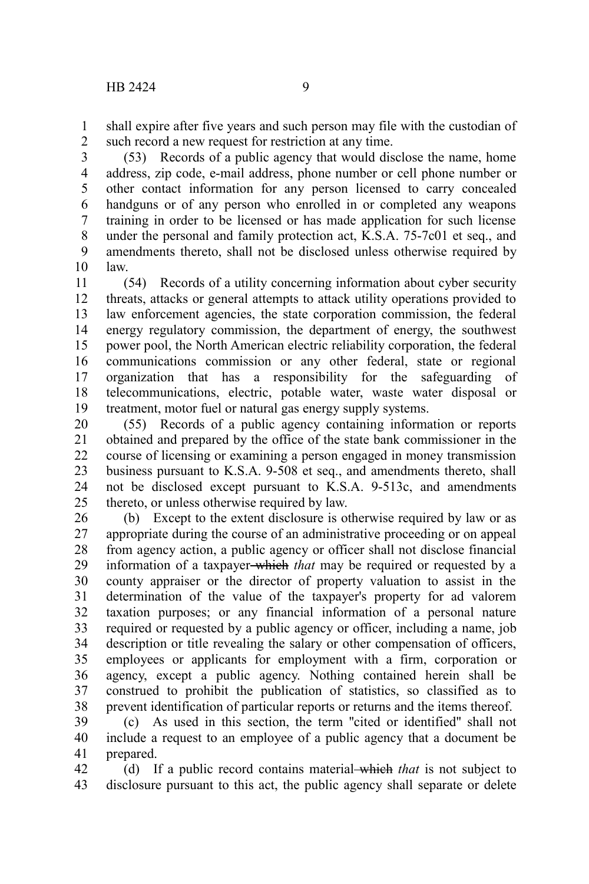shall expire after five years and such person may file with the custodian of such record a new request for restriction at any time.

(53) Records of a public agency that would disclose the name, home address, zip code, e-mail address, phone number or cell phone number or other contact information for any person licensed to carry concealed handguns or of any person who enrolled in or completed any weapons training in order to be licensed or has made application for such license under the personal and family protection act, K.S.A. 75-7c01 et seq., and amendments thereto, shall not be disclosed unless otherwise required by law.

(54) Records of a utility concerning information about cyber security threats, attacks or general attempts to attack utility operations provided to law enforcement agencies, the state corporation commission, the federal energy regulatory commission, the department of energy, the southwest power pool, the North American electric reliability corporation, the federal communications commission or any other federal, state or regional organization that has a responsibility for the safeguarding of telecommunications, electric, potable water, waste water disposal or treatment, motor fuel or natural gas energy supply systems.

(55) Records of a public agency containing information or reports obtained and prepared by the office of the state bank commissioner in the course of licensing or examining a person engaged in money transmission business pursuant to K.S.A. 9-508 et seq., and amendments thereto, shall not be disclosed except pursuant to K.S.A. 9-513c, and amendments thereto, or unless otherwise required by law.

(b) Except to the extent disclosure is otherwise required by law or as appropriate during the course of an administrative proceeding or on appeal from agency action, a public agency or officer shall not disclose financial information of a taxpayer ~~which~~ *that* may be required or requested by a county appraiser or the director of property valuation to assist in the determination of the value of the taxpayer's property for ad valorem taxation purposes; or any financial information of a personal nature required or requested by a public agency or officer, including a name, job description or title revealing the salary or other compensation of officers, employees or applicants for employment with a firm, corporation or agency, except a public agency. Nothing contained herein shall be construed to prohibit the publication of statistics, so classified as to prevent identification of particular reports or returns and the items thereof.

(c) As used in this section, the term "cited or identified" shall not include a request to an employee of a public agency that a document be prepared.

(d) If a public record contains material ~~which~~ *that* is not subject to disclosure pursuant to this act, the public agency shall separate or delete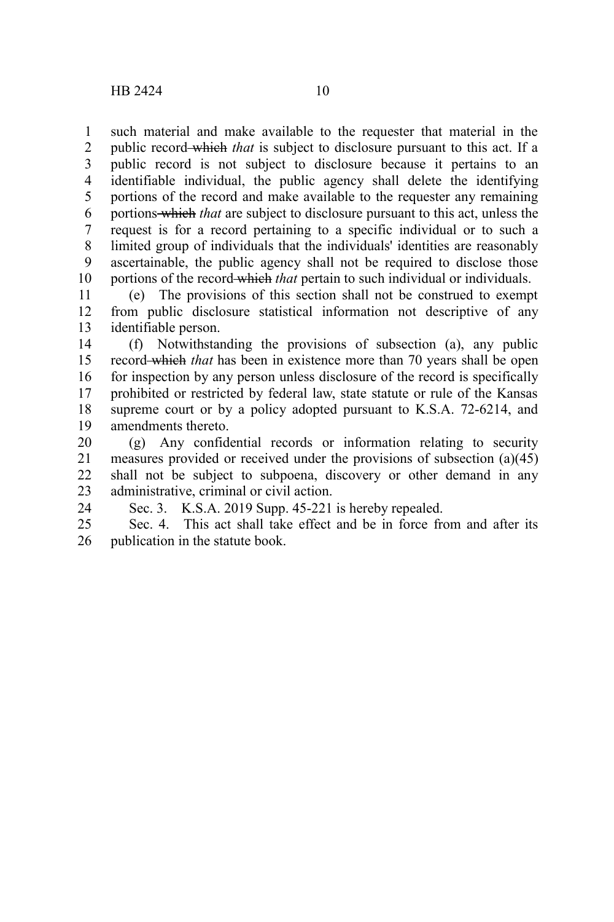such material and make available to the requester that material in the public record ~~which~~ *that* is subject to disclosure pursuant to this act. If a public record is not subject to disclosure because it pertains to an identifiable individual, the public agency shall delete the identifying portions of the record and make available to the requester any remaining portions ~~which~~ *that* are subject to disclosure pursuant to this act, unless the request is for a record pertaining to a specific individual or to such a limited group of individuals that the individuals' identities are reasonably ascertainable, the public agency shall not be required to disclose those portions of the record ~~which~~ *that* pertain to such individual or individuals.

(e) The provisions of this section shall not be construed to exempt from public disclosure statistical information not descriptive of any identifiable person.

(f) Notwithstanding the provisions of subsection (a), any public record ~~which~~ *that* has been in existence more than 70 years shall be open for inspection by any person unless disclosure of the record is specifically prohibited or restricted by federal law, state statute or rule of the Kansas supreme court or by a policy adopted pursuant to K.S.A. 72-6214, and amendments thereto.

(g) Any confidential records or information relating to security measures provided or received under the provisions of subsection (a)(45) shall not be subject to subpoena, discovery or other demand in any administrative, criminal or civil action.

Sec. 3. K.S.A. 2019 Supp. 45-221 is hereby repealed.

Sec. 4. This act shall take effect and be in force from and after its publication in the statute book.